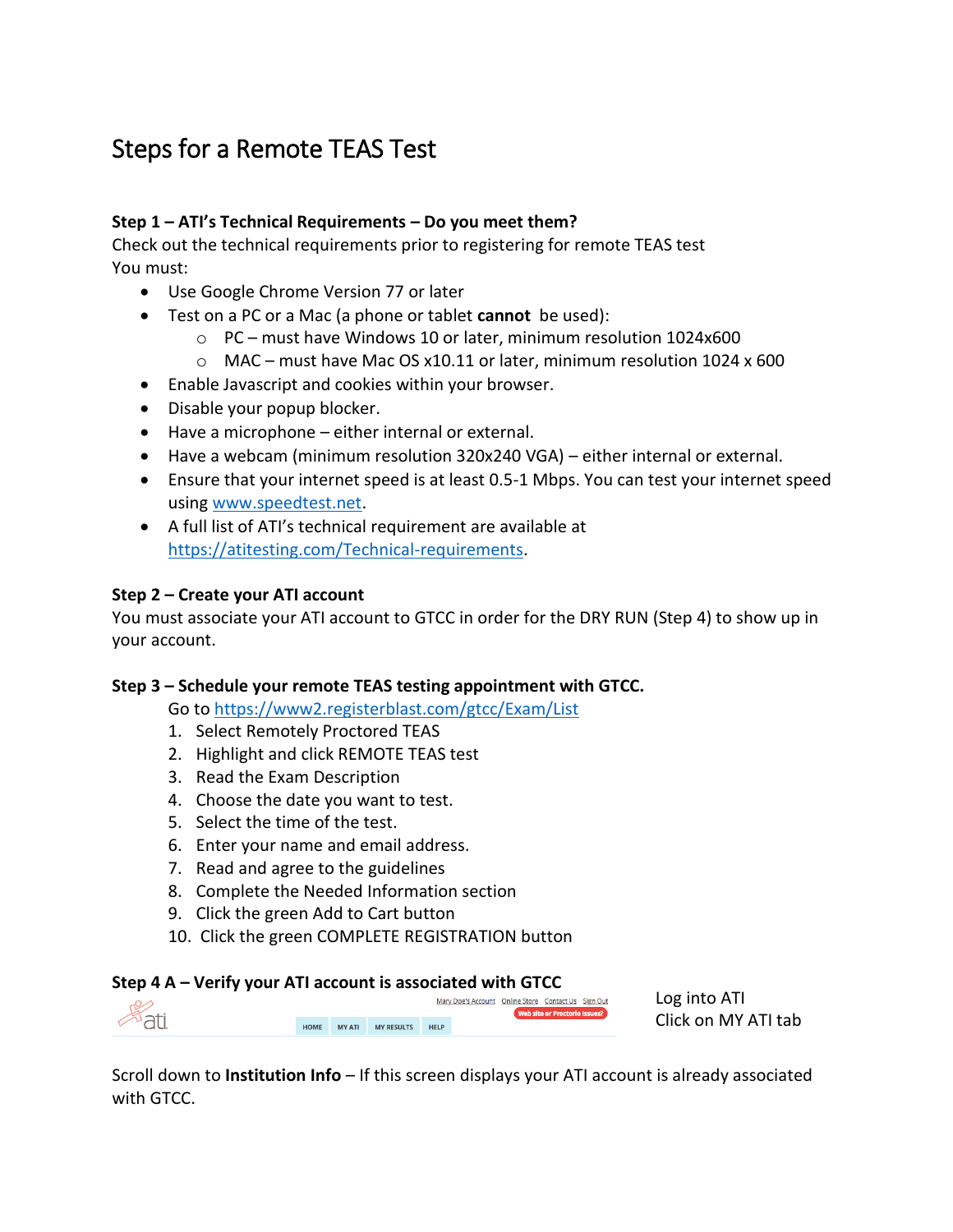# Steps for a Remote TEAS Test

**Step 1 – ATI's Technical Requirements – Do you meet them?**

Check out the technical requirements prior to registering for remote TEAS test

You must:

- Use Google Chrome Version 77 or later
- Test on a PC or a Mac (a phone or tablet **cannot** be used):
  - PC – must have Windows 10 or later, minimum resolution 1024x600
  - MAC – must have Mac OS x10.11 or later, minimum resolution 1024 x 600
- Enable Javascript and cookies within your browser.
- Disable your popup blocker.
- Have a microphone – either internal or external.
- Have a webcam (minimum resolution 320x240 VGA) – either internal or external.
- Ensure that your internet speed is at least 0.5-1 Mbps. You can test your internet speed using www.speedtest.net.
- A full list of ATI's technical requirement are available at https://atitesting.com/Technical-requirements.

**Step 2 – Create your ATI account**

You must associate your ATI account to GTCC in order for the DRY RUN (Step 4) to show up in your account.

**Step 3 – Schedule your remote TEAS testing appointment with GTCC.**

Go to https://www2.registerblast.com/gtcc/Exam/List

1. Select Remotely Proctored TEAS
2. Highlight and click REMOTE TEAS test
3. Read the Exam Description
4. Choose the date you want to test.
5. Select the time of the test.
6. Enter your name and email address.
7. Read and agree to the guidelines
8. Complete the Needed Information section
9. Click the green Add to Cart button
10. Click the green COMPLETE REGISTRATION button

**Step 4 A – Verify your ATI account is associated with GTCC**

Log into ATI
Click on MY ATI tab

Scroll down to **Institution Info** – If this screen displays your ATI account is already associated with GTCC.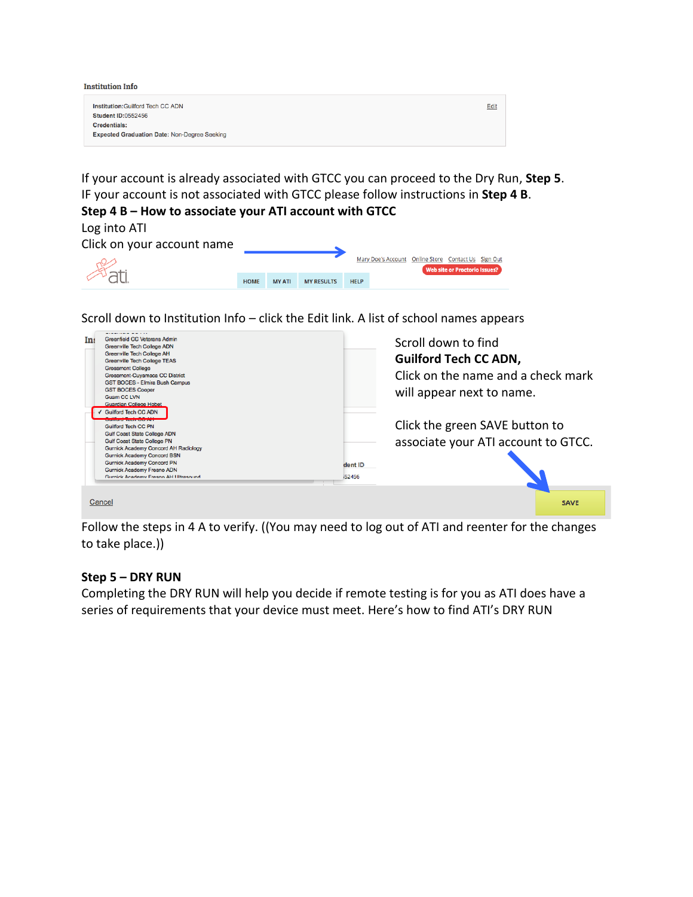**Institution Info**

**Institution:** Guilford Tech CC ADN
**Student ID:** 0552456
**Credentials:**
**Expected Graduation Date:** Non-Degree Seeking

If your account is already associated with GTCC you can proceed to the Dry Run, **Step 5**.
IF your account is not associated with GTCC please follow instructions in **Step 4 B**.

**Step 4 B – How to associate your ATI account with GTCC**

Log into ATI

Click on your account name

Scroll down to Institution Info – click the Edit link. A list of school names appears

Scroll down to find **Guilford Tech CC ADN,** Click on the name and a check mark will appear next to name.

Click the green SAVE button to associate your ATI account to GTCC.

Follow the steps in 4 A to verify. ((You may need to log out of ATI and reenter for the changes to take place.))

**Step 5 – DRY RUN**

Completing the DRY RUN will help you decide if remote testing is for you as ATI does have a series of requirements that your device must meet. Here's how to find ATI's DRY RUN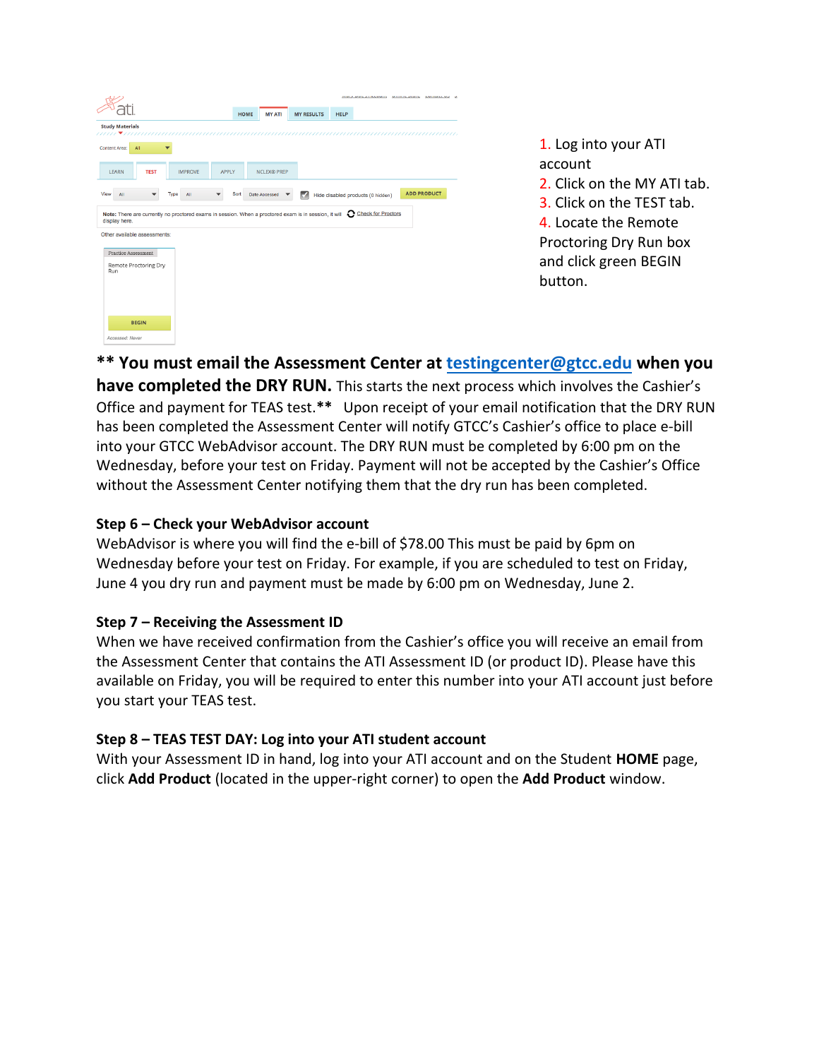1. Log into your ATI account
2. Click on the MY ATI tab.
3. Click on the TEST tab.
4. Locate the Remote Proctoring Dry Run box and click green BEGIN button.

**\*\* You must email the Assessment Center at testingcenter@gtcc.edu when you have completed the DRY RUN.** This starts the next process which involves the Cashier's Office and payment for TEAS test.\*\* Upon receipt of your email notification that the DRY RUN has been completed the Assessment Center will notify GTCC's Cashier's office to place e-bill into your GTCC WebAdvisor account. The DRY RUN must be completed by 6:00 pm on the Wednesday, before your test on Friday. Payment will not be accepted by the Cashier's Office without the Assessment Center notifying them that the dry run has been completed.

**Step 6 – Check your WebAdvisor account**

WebAdvisor is where you will find the e-bill of $78.00 This must be paid by 6pm on Wednesday before your test on Friday. For example, if you are scheduled to test on Friday, June 4 you dry run and payment must be made by 6:00 pm on Wednesday, June 2.

**Step 7 – Receiving the Assessment ID**

When we have received confirmation from the Cashier's office you will receive an email from the Assessment Center that contains the ATI Assessment ID (or product ID). Please have this available on Friday, you will be required to enter this number into your ATI account just before you start your TEAS test.

**Step 8 – TEAS TEST DAY: Log into your ATI student account**

With your Assessment ID in hand, log into your ATI account and on the Student **HOME** page, click **Add Product** (located in the upper-right corner) to open the **Add Product** window.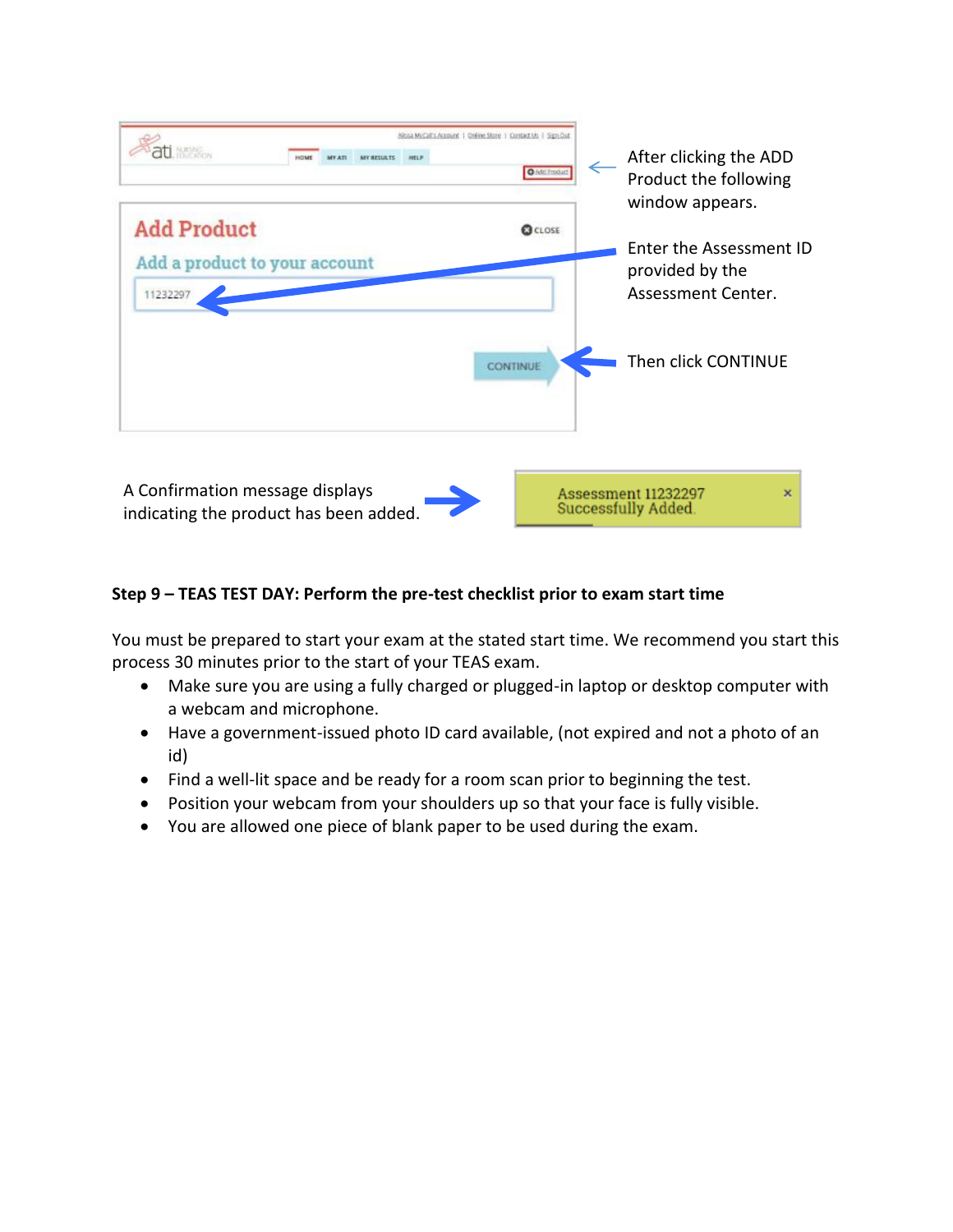After clicking the ADD Product the following window appears.

Enter the Assessment ID provided by the Assessment Center.

Then click CONTINUE

A Confirmation message displays indicating the product has been added.

**Step 9 – TEAS TEST DAY: Perform the pre-test checklist prior to exam start time**

You must be prepared to start your exam at the stated start time. We recommend you start this process 30 minutes prior to the start of your TEAS exam.

- Make sure you are using a fully charged or plugged-in laptop or desktop computer with a webcam and microphone.
- Have a government-issued photo ID card available, (not expired and not a photo of an id)
- Find a well-lit space and be ready for a room scan prior to beginning the test.
- Position your webcam from your shoulders up so that your face is fully visible.
- You are allowed one piece of blank paper to be used during the exam.